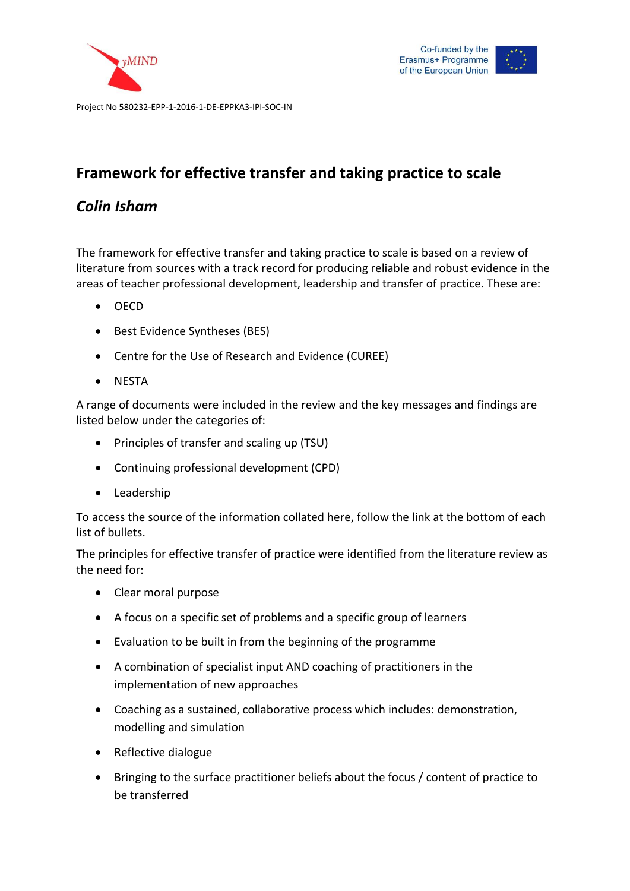yMIND

Co-funded by the Erasmus+ Programme of the European Union

Project No 580232-EPP-1-2016-1-DE-EPPKA3-IPI-SOC-IN

# Framework for effective transfer and taking practice to scale

## *Colin Isham*

The framework for effective transfer and taking practice to scale is based on a review of literature from sources with a track record for producing reliable and robust evidence in the areas of teacher professional development, leadership and transfer of practice. These are:

- OECD
- Best Evidence Syntheses (BES)
- Centre for the Use of Research and Evidence (CUREE)
- NESTA

A range of documents were included in the review and the key messages and findings are listed below under the categories of:

- Principles of transfer and scaling up (TSU)
- Continuing professional development (CPD)
- Leadership

To access the source of the information collated here, follow the link at the bottom of each list of bullets.

The principles for effective transfer of practice were identified from the literature review as the need for:

- Clear moral purpose
- A focus on a specific set of problems and a specific group of learners
- Evaluation to be built in from the beginning of the programme
- A combination of specialist input AND coaching of practitioners in the implementation of new approaches
- Coaching as a sustained, collaborative process which includes: demonstration, modelling and simulation
- Reflective dialogue
- Bringing to the surface practitioner beliefs about the focus / content of practice to be transferred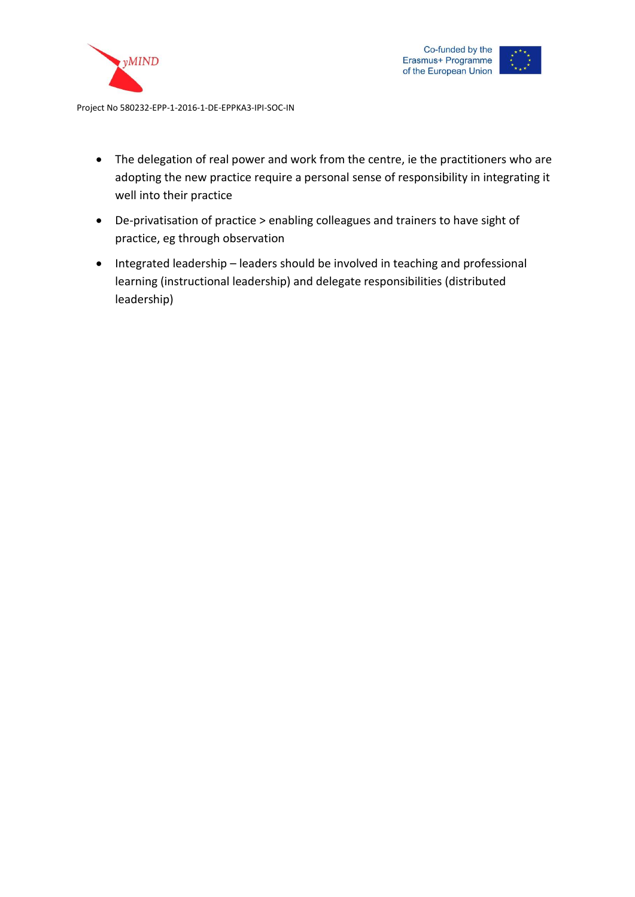- The delegation of real power and work from the centre, ie the practitioners who are adopting the new practice require a personal sense of responsibility in integrating it well into their practice
- De-privatisation of practice > enabling colleagues and trainers to have sight of practice, eg through observation
- Integrated leadership – leaders should be involved in teaching and professional learning (instructional leadership) and delegate responsibilities (distributed leadership)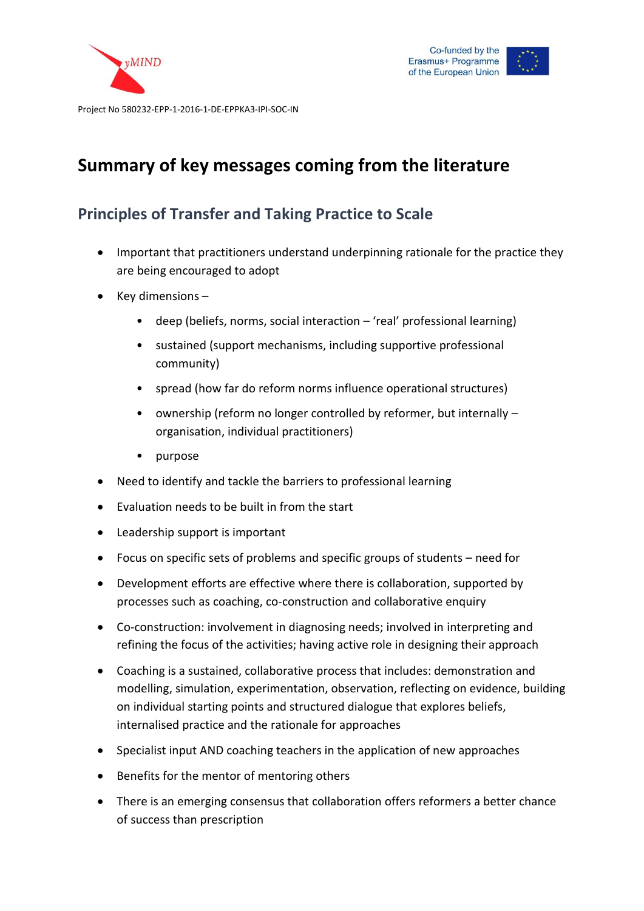Project No 580232-EPP-1-2016-1-DE-EPPKA3-IPI-SOC-IN

# Summary of key messages coming from the literature

## Principles of Transfer and Taking Practice to Scale

- Important that practitioners understand underpinning rationale for the practice they are being encouraged to adopt
- Key dimensions –
  - deep (beliefs, norms, social interaction – 'real' professional learning)
  - sustained (support mechanisms, including supportive professional community)
  - spread (how far do reform norms influence operational structures)
  - ownership (reform no longer controlled by reformer, but internally – organisation, individual practitioners)
  - purpose
- Need to identify and tackle the barriers to professional learning
- Evaluation needs to be built in from the start
- Leadership support is important
- Focus on specific sets of problems and specific groups of students – need for
- Development efforts are effective where there is collaboration, supported by processes such as coaching, co-construction and collaborative enquiry
- Co-construction: involvement in diagnosing needs; involved in interpreting and refining the focus of the activities; having active role in designing their approach
- Coaching is a sustained, collaborative process that includes: demonstration and modelling, simulation, experimentation, observation, reflecting on evidence, building on individual starting points and structured dialogue that explores beliefs, internalised practice and the rationale for approaches
- Specialist input AND coaching teachers in the application of new approaches
- Benefits for the mentor of mentoring others
- There is an emerging consensus that collaboration offers reformers a better chance of success than prescription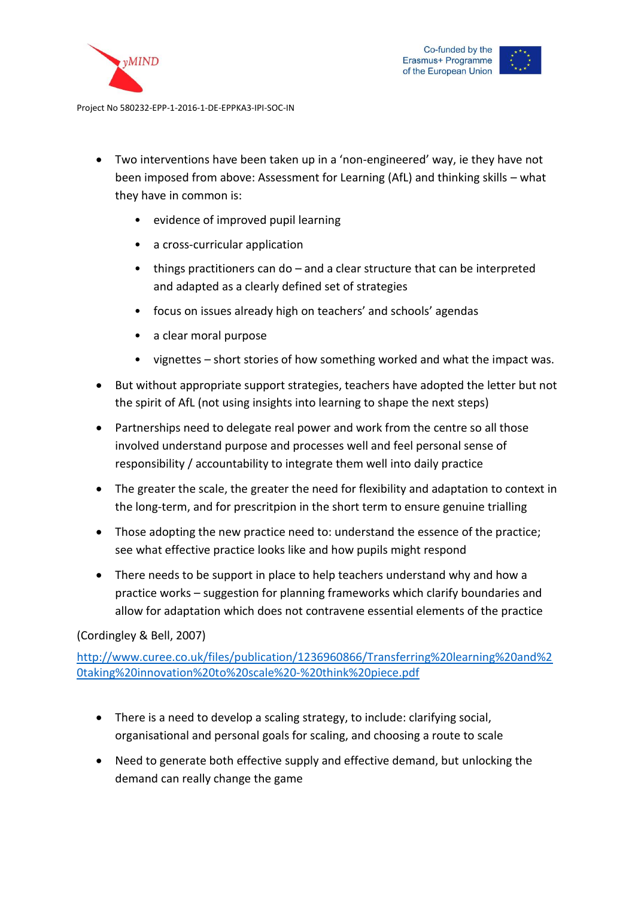- Two interventions have been taken up in a 'non-engineered' way, ie they have not been imposed from above: Assessment for Learning (AfL) and thinking skills – what they have in common is:
  - evidence of improved pupil learning
  - a cross-curricular application
  - things practitioners can do – and a clear structure that can be interpreted and adapted as a clearly defined set of strategies
  - focus on issues already high on teachers' and schools' agendas
  - a clear moral purpose
  - vignettes – short stories of how something worked and what the impact was.
- But without appropriate support strategies, teachers have adopted the letter but not the spirit of AfL (not using insights into learning to shape the next steps)
- Partnerships need to delegate real power and work from the centre so all those involved understand purpose and processes well and feel personal sense of responsibility / accountability to integrate them well into daily practice
- The greater the scale, the greater the need for flexibility and adaptation to context in the long-term, and for prescritpion in the short term to ensure genuine trialling
- Those adopting the new practice need to: understand the essence of the practice; see what effective practice looks like and how pupils might respond
- There needs to be support in place to help teachers understand why and how a practice works – suggestion for planning frameworks which clarify boundaries and allow for adaptation which does not contravene essential elements of the practice

(Cordingley & Bell, 2007)

http://www.curee.co.uk/files/publication/1236960866/Transferring%20learning%20and%20taking%20innovation%20to%20scale%20-%20think%20piece.pdf

- There is a need to develop a scaling strategy, to include: clarifying social, organisational and personal goals for scaling, and choosing a route to scale
- Need to generate both effective supply and effective demand, but unlocking the demand can really change the game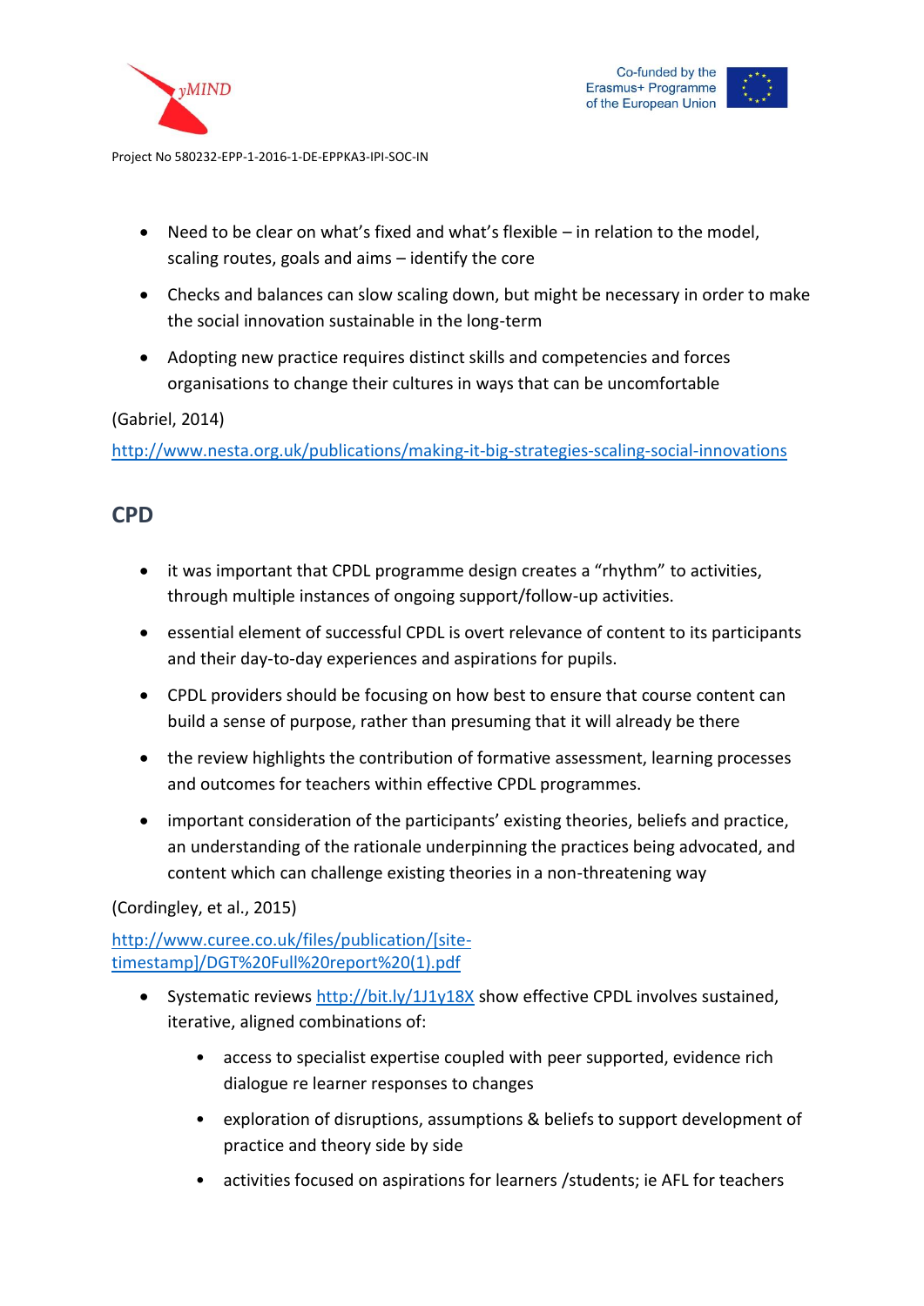- Need to be clear on what's fixed and what's flexible – in relation to the model, scaling routes, goals and aims – identify the core
- Checks and balances can slow scaling down, but might be necessary in order to make the social innovation sustainable in the long-term
- Adopting new practice requires distinct skills and competencies and forces organisations to change their cultures in ways that can be uncomfortable

(Gabriel, 2014)

http://www.nesta.org.uk/publications/making-it-big-strategies-scaling-social-innovations

## CPD

- it was important that CPDL programme design creates a "rhythm" to activities, through multiple instances of ongoing support/follow-up activities.
- essential element of successful CPDL is overt relevance of content to its participants and their day-to-day experiences and aspirations for pupils.
- CPDL providers should be focusing on how best to ensure that course content can build a sense of purpose, rather than presuming that it will already be there
- the review highlights the contribution of formative assessment, learning processes and outcomes for teachers within effective CPDL programmes.
- important consideration of the participants' existing theories, beliefs and practice, an understanding of the rationale underpinning the practices being advocated, and content which can challenge existing theories in a non-threatening way

(Cordingley, et al., 2015)

http://www.curee.co.uk/files/publication/[site-timestamp]/DGT%20Full%20report%20(1).pdf

- Systematic reviews http://bit.ly/1J1y18X show effective CPDL involves sustained, iterative, aligned combinations of:
  - access to specialist expertise coupled with peer supported, evidence rich dialogue re learner responses to changes
  - exploration of disruptions, assumptions & beliefs to support development of practice and theory side by side
  - activities focused on aspirations for learners /students; ie AFL for teachers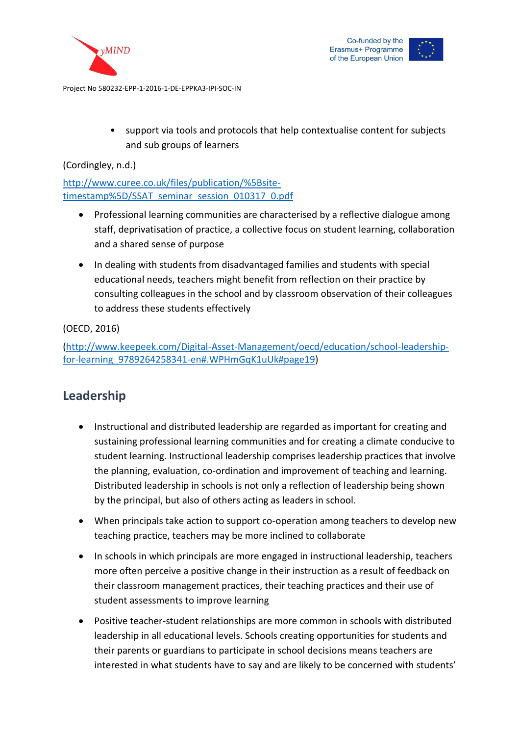- support via tools and protocols that help contextualise content for subjects and sub groups of learners

(Cordingley, n.d.)

[http://www.curee.co.uk/files/publication/%5Bsite-timestamp%5D/SSAT_seminar_session_010317_0.pdf](http://www.curee.co.uk/files/publication/%5Bsite-timestamp%5D/SSAT_seminar_session_010317_0.pdf)

- Professional learning communities are characterised by a reflective dialogue among staff, deprivatisation of practice, a collective focus on student learning, collaboration and a shared sense of purpose
- In dealing with students from disadvantaged families and students with special educational needs, teachers might benefit from reflection on their practice by consulting colleagues in the school and by classroom observation of their colleagues to address these students effectively

(OECD, 2016)

([http://www.keepeek.com/Digital-Asset-Management/oecd/education/school-leadership-for-learning_9789264258341-en#.WPHmGqK1uUk#page19](http://www.keepeek.com/Digital-Asset-Management/oecd/education/school-leadership-for-learning_9789264258341-en#.WPHmGqK1uUk#page19))

## Leadership

- Instructional and distributed leadership are regarded as important for creating and sustaining professional learning communities and for creating a climate conducive to student learning. Instructional leadership comprises leadership practices that involve the planning, evaluation, co-ordination and improvement of teaching and learning. Distributed leadership in schools is not only a reflection of leadership being shown by the principal, but also of others acting as leaders in school.
- When principals take action to support co-operation among teachers to develop new teaching practice, teachers may be more inclined to collaborate
- In schools in which principals are more engaged in instructional leadership, teachers more often perceive a positive change in their instruction as a result of feedback on their classroom management practices, their teaching practices and their use of student assessments to improve learning
- Positive teacher-student relationships are more common in schools with distributed leadership in all educational levels. Schools creating opportunities for students and their parents or guardians to participate in school decisions means teachers are interested in what students have to say and are likely to be concerned with students'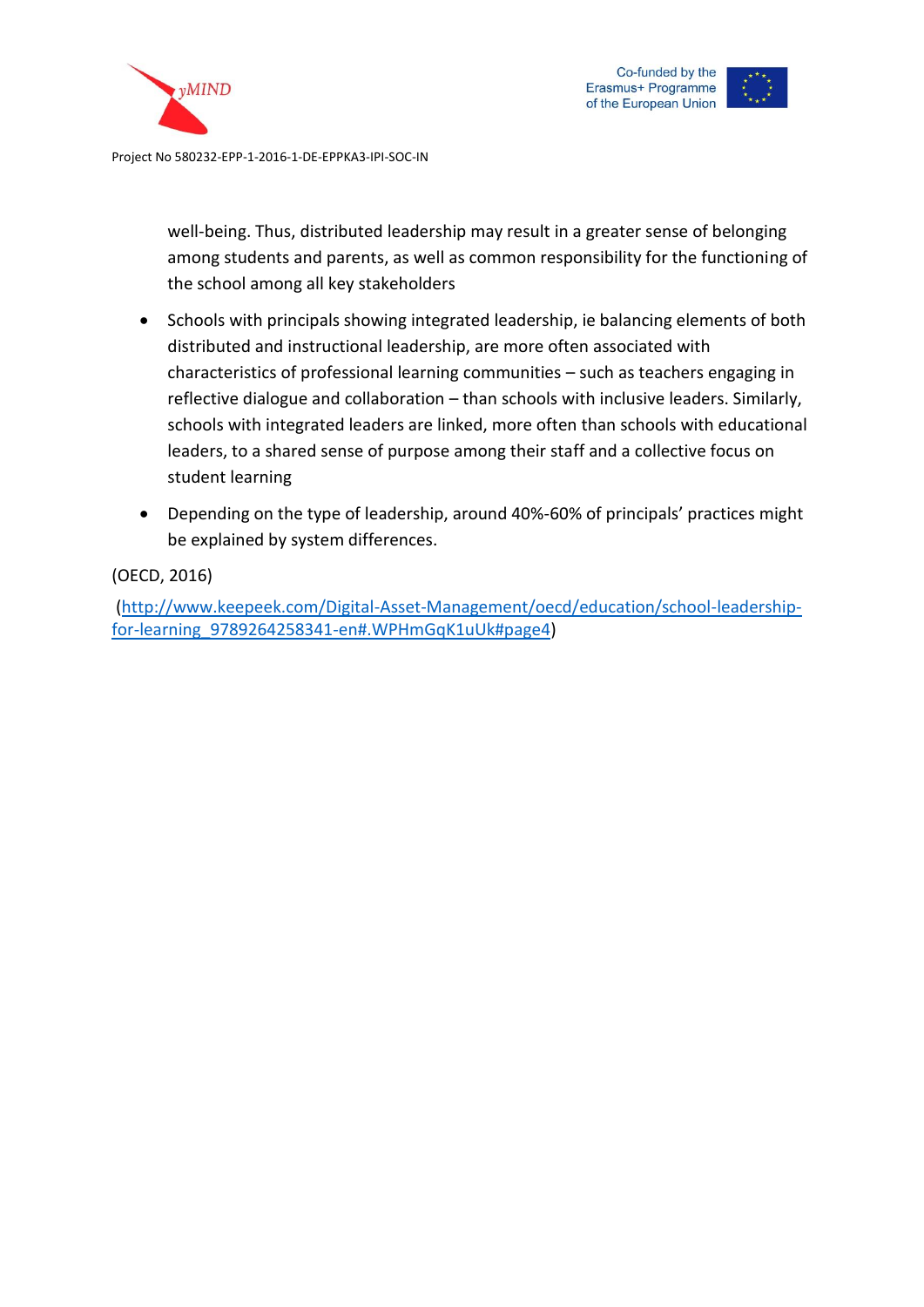well-being. Thus, distributed leadership may result in a greater sense of belonging among students and parents, as well as common responsibility for the functioning of the school among all key stakeholders

- Schools with principals showing integrated leadership, ie balancing elements of both distributed and instructional leadership, are more often associated with characteristics of professional learning communities – such as teachers engaging in reflective dialogue and collaboration – than schools with inclusive leaders. Similarly, schools with integrated leaders are linked, more often than schools with educational leaders, to a shared sense of purpose among their staff and a collective focus on student learning
- Depending on the type of leadership, around 40%-60% of principals' practices might be explained by system differences.

(OECD, 2016)

(http://www.keepeek.com/Digital-Asset-Management/oecd/education/school-leadership-for-learning_9789264258341-en#.WPHmGqK1uUk#page4)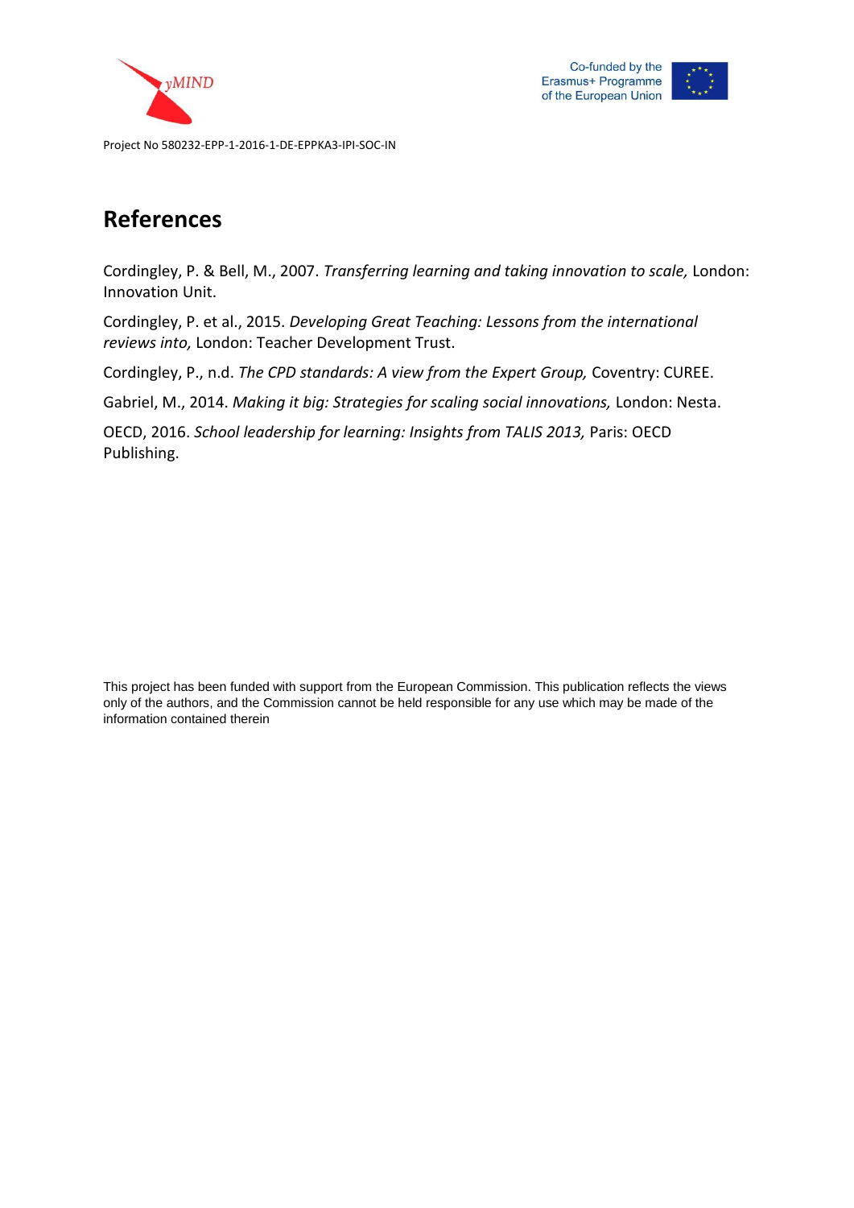## References

Cordingley, P. & Bell, M., 2007. *Transferring learning and taking innovation to scale,* London: Innovation Unit.

Cordingley, P. et al., 2015. *Developing Great Teaching: Lessons from the international reviews into,* London: Teacher Development Trust.

Cordingley, P., n.d. *The CPD standards: A view from the Expert Group,* Coventry: CUREE.

Gabriel, M., 2014. *Making it big: Strategies for scaling social innovations,* London: Nesta.

OECD, 2016. *School leadership for learning: Insights from TALIS 2013,* Paris: OECD Publishing.